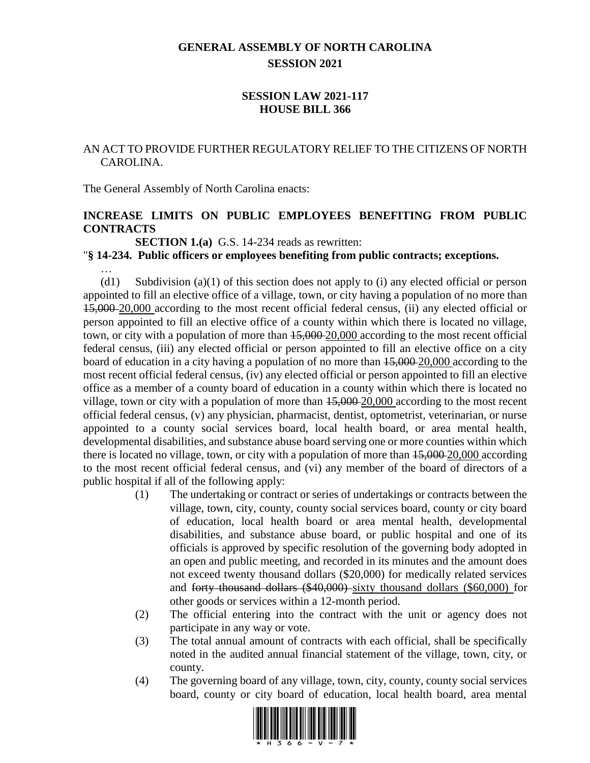# GENERAL ASSEMBLY OF NORTH CAROLINA
## SESSION 2021

### SESSION LAW 2021-117
### HOUSE BILL 366

AN ACT TO PROVIDE FURTHER REGULATORY RELIEF TO THE CITIZENS OF NORTH CAROLINA.

The General Assembly of North Carolina enacts:

**INCREASE LIMITS ON PUBLIC EMPLOYEES BENEFITING FROM PUBLIC CONTRACTS**

**SECTION 1.(a)** G.S. 14-234 reads as rewritten:

"**§ 14-234. Public officers or employees benefiting from public contracts; exceptions.**

…

(d1) Subdivision (a)(1) of this section does not apply to (i) any elected official or person appointed to fill an elective office of a village, town, or city having a population of no more than ~~15,000~~ 20,000 according to the most recent official federal census, (ii) any elected official or person appointed to fill an elective office of a county within which there is located no village, town, or city with a population of more than ~~15,000~~ 20,000 according to the most recent official federal census, (iii) any elected official or person appointed to fill an elective office on a city board of education in a city having a population of no more than ~~15,000~~ 20,000 according to the most recent official federal census, (iv) any elected official or person appointed to fill an elective office as a member of a county board of education in a county within which there is located no village, town or city with a population of more than ~~15,000~~ 20,000 according to the most recent official federal census, (v) any physician, pharmacist, dentist, optometrist, veterinarian, or nurse appointed to a county social services board, local health board, or area mental health, developmental disabilities, and substance abuse board serving one or more counties within which there is located no village, town, or city with a population of more than ~~15,000~~ 20,000 according to the most recent official federal census, and (vi) any member of the board of directors of a public hospital if all of the following apply:

(1) The undertaking or contract or series of undertakings or contracts between the village, town, city, county, county social services board, county or city board of education, local health board or area mental health, developmental disabilities, and substance abuse board, or public hospital and one of its officials is approved by specific resolution of the governing body adopted in an open and public meeting, and recorded in its minutes and the amount does not exceed twenty thousand dollars ($20,000) for medically related services and ~~forty thousand dollars ($40,000)~~ sixty thousand dollars ($60,000) for other goods or services within a 12-month period.

(2) The official entering into the contract with the unit or agency does not participate in any way or vote.

(3) The total annual amount of contracts with each official, shall be specifically noted in the audited annual financial statement of the village, town, city, or county.

(4) The governing board of any village, town, city, county, county social services board, county or city board of education, local health board, area mental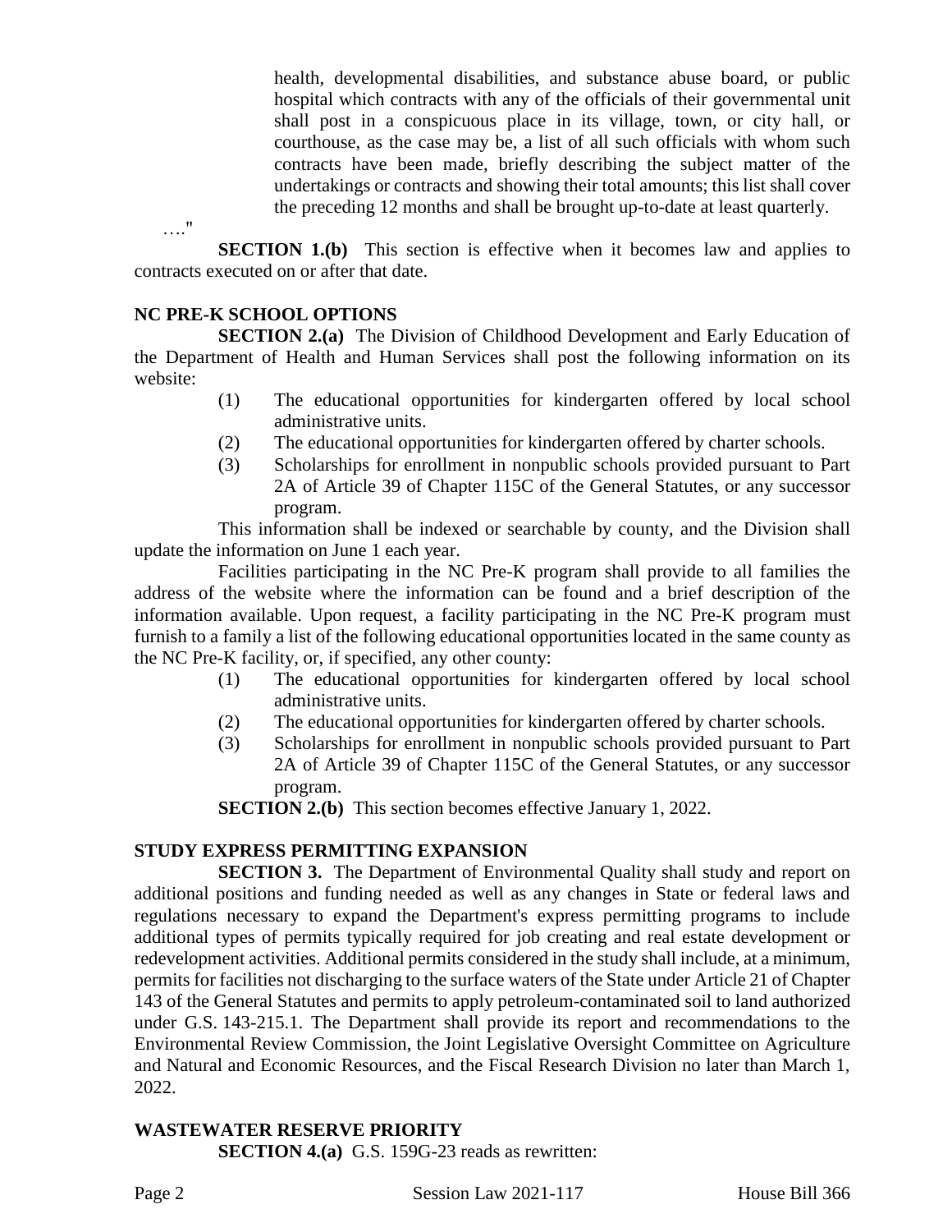health, developmental disabilities, and substance abuse board, or public hospital which contracts with any of the officials of their governmental unit shall post in a conspicuous place in its village, town, or city hall, or courthouse, as the case may be, a list of all such officials with whom such contracts have been made, briefly describing the subject matter of the undertakings or contracts and showing their total amounts; this list shall cover the preceding 12 months and shall be brought up-to-date at least quarterly.

…."

**SECTION 1.(b)** This section is effective when it becomes law and applies to contracts executed on or after that date.

**NC PRE-K SCHOOL OPTIONS**

**SECTION 2.(a)** The Division of Childhood Development and Early Education of the Department of Health and Human Services shall post the following information on its website:

(1) The educational opportunities for kindergarten offered by local school administrative units.
(2) The educational opportunities for kindergarten offered by charter schools.
(3) Scholarships for enrollment in nonpublic schools provided pursuant to Part 2A of Article 39 of Chapter 115C of the General Statutes, or any successor program.

This information shall be indexed or searchable by county, and the Division shall update the information on June 1 each year.

Facilities participating in the NC Pre-K program shall provide to all families the address of the website where the information can be found and a brief description of the information available. Upon request, a facility participating in the NC Pre-K program must furnish to a family a list of the following educational opportunities located in the same county as the NC Pre-K facility, or, if specified, any other county:

(1) The educational opportunities for kindergarten offered by local school administrative units.
(2) The educational opportunities for kindergarten offered by charter schools.
(3) Scholarships for enrollment in nonpublic schools provided pursuant to Part 2A of Article 39 of Chapter 115C of the General Statutes, or any successor program.

**SECTION 2.(b)** This section becomes effective January 1, 2022.

**STUDY EXPRESS PERMITTING EXPANSION**

**SECTION 3.** The Department of Environmental Quality shall study and report on additional positions and funding needed as well as any changes in State or federal laws and regulations necessary to expand the Department's express permitting programs to include additional types of permits typically required for job creating and real estate development or redevelopment activities. Additional permits considered in the study shall include, at a minimum, permits for facilities not discharging to the surface waters of the State under Article 21 of Chapter 143 of the General Statutes and permits to apply petroleum-contaminated soil to land authorized under G.S. 143-215.1. The Department shall provide its report and recommendations to the Environmental Review Commission, the Joint Legislative Oversight Committee on Agriculture and Natural and Economic Resources, and the Fiscal Research Division no later than March 1, 2022.

**WASTEWATER RESERVE PRIORITY**

**SECTION 4.(a)** G.S. 159G-23 reads as rewritten: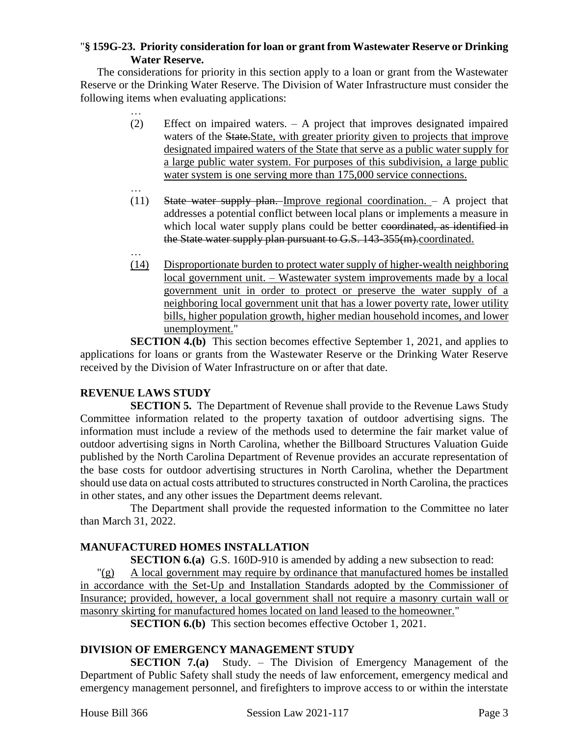"**§ 159G-23. Priority consideration for loan or grant from Wastewater Reserve or Drinking Water Reserve.**

The considerations for priority in this section apply to a loan or grant from the Wastewater Reserve or the Drinking Water Reserve. The Division of Water Infrastructure must consider the following items when evaluating applications:

…

(2) Effect on impaired waters. – A project that improves designated impaired waters of the ~~State.~~State, with greater priority given to projects that improve designated impaired waters of the State that serve as a public water supply for a large public water system. For purposes of this subdivision, a large public water system is one serving more than 175,000 service connections.

…

(11) ~~State water supply plan.~~ Improve regional coordination. – A project that addresses a potential conflict between local plans or implements a measure in which local water supply plans could be better ~~coordinated, as identified in the State water supply plan pursuant to G.S. 143-355(m).~~coordinated.

…

(14) Disproportionate burden to protect water supply of higher-wealth neighboring local government unit. – Wastewater system improvements made by a local government unit in order to protect or preserve the water supply of a neighboring local government unit that has a lower poverty rate, lower utility bills, higher population growth, higher median household incomes, and lower unemployment."

**SECTION 4.(b)** This section becomes effective September 1, 2021, and applies to applications for loans or grants from the Wastewater Reserve or the Drinking Water Reserve received by the Division of Water Infrastructure on or after that date.

**REVENUE LAWS STUDY**

**SECTION 5.** The Department of Revenue shall provide to the Revenue Laws Study Committee information related to the property taxation of outdoor advertising signs. The information must include a review of the methods used to determine the fair market value of outdoor advertising signs in North Carolina, whether the Billboard Structures Valuation Guide published by the North Carolina Department of Revenue provides an accurate representation of the base costs for outdoor advertising structures in North Carolina, whether the Department should use data on actual costs attributed to structures constructed in North Carolina, the practices in other states, and any other issues the Department deems relevant.

The Department shall provide the requested information to the Committee no later than March 31, 2022.

**MANUFACTURED HOMES INSTALLATION**

**SECTION 6.(a)** G.S. 160D-910 is amended by adding a new subsection to read:

"(g) A local government may require by ordinance that manufactured homes be installed in accordance with the Set-Up and Installation Standards adopted by the Commissioner of Insurance; provided, however, a local government shall not require a masonry curtain wall or masonry skirting for manufactured homes located on land leased to the homeowner."

**SECTION 6.(b)** This section becomes effective October 1, 2021.

**DIVISION OF EMERGENCY MANAGEMENT STUDY**

**SECTION 7.(a)** Study. – The Division of Emergency Management of the Department of Public Safety shall study the needs of law enforcement, emergency medical and emergency management personnel, and firefighters to improve access to or within the interstate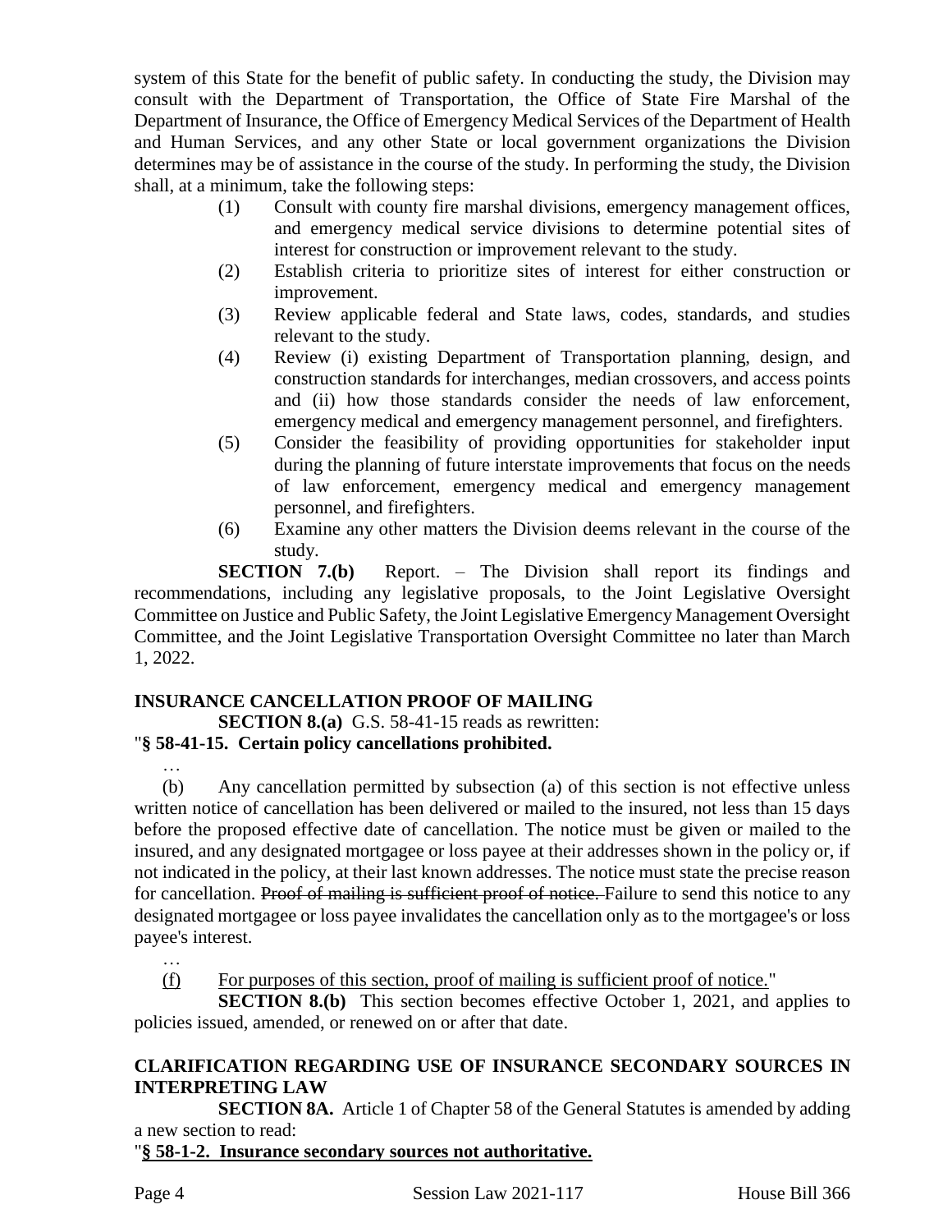system of this State for the benefit of public safety. In conducting the study, the Division may consult with the Department of Transportation, the Office of State Fire Marshal of the Department of Insurance, the Office of Emergency Medical Services of the Department of Health and Human Services, and any other State or local government organizations the Division determines may be of assistance in the course of the study. In performing the study, the Division shall, at a minimum, take the following steps:

(1) Consult with county fire marshal divisions, emergency management offices, and emergency medical service divisions to determine potential sites of interest for construction or improvement relevant to the study.

(2) Establish criteria to prioritize sites of interest for either construction or improvement.

(3) Review applicable federal and State laws, codes, standards, and studies relevant to the study.

(4) Review (i) existing Department of Transportation planning, design, and construction standards for interchanges, median crossovers, and access points and (ii) how those standards consider the needs of law enforcement, emergency medical and emergency management personnel, and firefighters.

(5) Consider the feasibility of providing opportunities for stakeholder input during the planning of future interstate improvements that focus on the needs of law enforcement, emergency medical and emergency management personnel, and firefighters.

(6) Examine any other matters the Division deems relevant in the course of the study.

**SECTION 7.(b)** Report. – The Division shall report its findings and recommendations, including any legislative proposals, to the Joint Legislative Oversight Committee on Justice and Public Safety, the Joint Legislative Emergency Management Oversight Committee, and the Joint Legislative Transportation Oversight Committee no later than March 1, 2022.

**INSURANCE CANCELLATION PROOF OF MAILING**

**SECTION 8.(a)** G.S. 58-41-15 reads as rewritten:

"**§ 58-41-15. Certain policy cancellations prohibited.**

…

(b) Any cancellation permitted by subsection (a) of this section is not effective unless written notice of cancellation has been delivered or mailed to the insured, not less than 15 days before the proposed effective date of cancellation. The notice must be given or mailed to the insured, and any designated mortgagee or loss payee at their addresses shown in the policy or, if not indicated in the policy, at their last known addresses. The notice must state the precise reason for cancellation. ~~Proof of mailing is sufficient proof of notice.~~ Failure to send this notice to any designated mortgagee or loss payee invalidates the cancellation only as to the mortgagee's or loss payee's interest.

…

<u>(f) For purposes of this section, proof of mailing is sufficient proof of notice.</u>"

**SECTION 8.(b)** This section becomes effective October 1, 2021, and applies to policies issued, amended, or renewed on or after that date.

**CLARIFICATION REGARDING USE OF INSURANCE SECONDARY SOURCES IN INTERPRETING LAW**

**SECTION 8A.** Article 1 of Chapter 58 of the General Statutes is amended by adding a new section to read:

"<u>**§ 58-1-2. Insurance secondary sources not authoritative.**</u>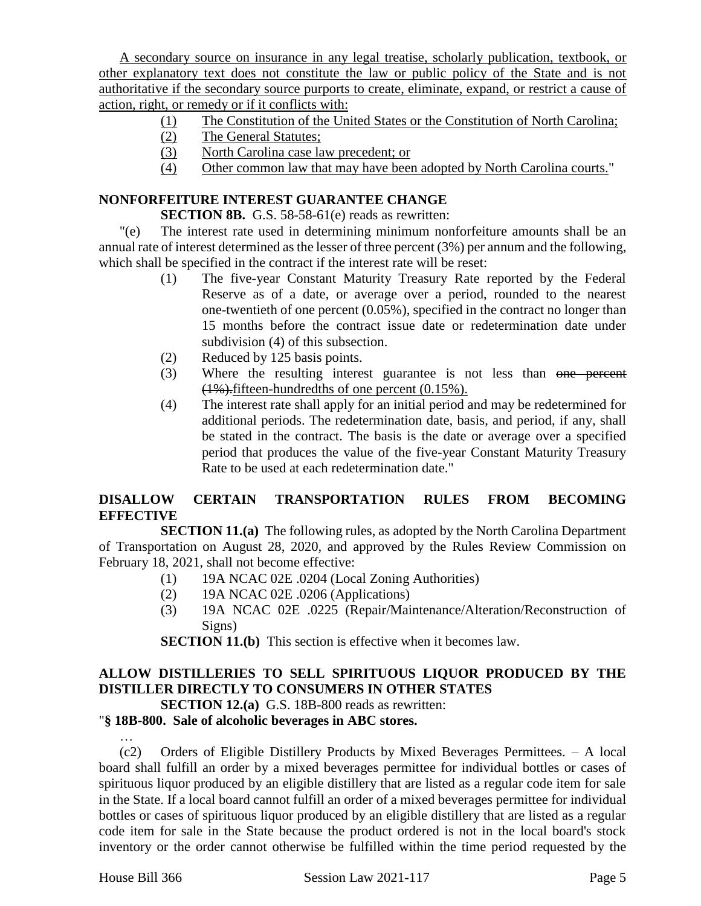A secondary source on insurance in any legal treatise, scholarly publication, textbook, or other explanatory text does not constitute the law or public policy of the State and is not authoritative if the secondary source purports to create, eliminate, expand, or restrict a cause of action, right, or remedy or if it conflicts with:

(1) The Constitution of the United States or the Constitution of North Carolina;
(2) The General Statutes;
(3) North Carolina case law precedent; or
(4) Other common law that may have been adopted by North Carolina courts."

**NONFORFEITURE INTEREST GUARANTEE CHANGE**

**SECTION 8B.** G.S. 58-58-61(e) reads as rewritten:

"(e) The interest rate used in determining minimum nonforfeiture amounts shall be an annual rate of interest determined as the lesser of three percent (3%) per annum and the following, which shall be specified in the contract if the interest rate will be reset:

(1) The five-year Constant Maturity Treasury Rate reported by the Federal Reserve as of a date, or average over a period, rounded to the nearest one-twentieth of one percent (0.05%), specified in the contract no longer than 15 months before the contract issue date or redetermination date under subdivision (4) of this subsection.
(2) Reduced by 125 basis points.
(3) Where the resulting interest guarantee is not less than ~~one percent (1%).~~fifteen-hundredths of one percent (0.15%).
(4) The interest rate shall apply for an initial period and may be redetermined for additional periods. The redetermination date, basis, and period, if any, shall be stated in the contract. The basis is the date or average over a specified period that produces the value of the five-year Constant Maturity Treasury Rate to be used at each redetermination date."

**DISALLOW CERTAIN TRANSPORTATION RULES FROM BECOMING EFFECTIVE**

**SECTION 11.(a)** The following rules, as adopted by the North Carolina Department of Transportation on August 28, 2020, and approved by the Rules Review Commission on February 18, 2021, shall not become effective:

(1) 19A NCAC 02E .0204 (Local Zoning Authorities)
(2) 19A NCAC 02E .0206 (Applications)
(3) 19A NCAC 02E .0225 (Repair/Maintenance/Alteration/Reconstruction of Signs)

**SECTION 11.(b)** This section is effective when it becomes law.

**ALLOW DISTILLERIES TO SELL SPIRITUOUS LIQUOR PRODUCED BY THE DISTILLER DIRECTLY TO CONSUMERS IN OTHER STATES**

**SECTION 12.(a)** G.S. 18B-800 reads as rewritten:

"**§ 18B-800. Sale of alcoholic beverages in ABC stores.**

…

(c2) Orders of Eligible Distillery Products by Mixed Beverages Permittees. – A local board shall fulfill an order by a mixed beverages permittee for individual bottles or cases of spirituous liquor produced by an eligible distillery that are listed as a regular code item for sale in the State. If a local board cannot fulfill an order of a mixed beverages permittee for individual bottles or cases of spirituous liquor produced by an eligible distillery that are listed as a regular code item for sale in the State because the product ordered is not in the local board's stock inventory or the order cannot otherwise be fulfilled within the time period requested by the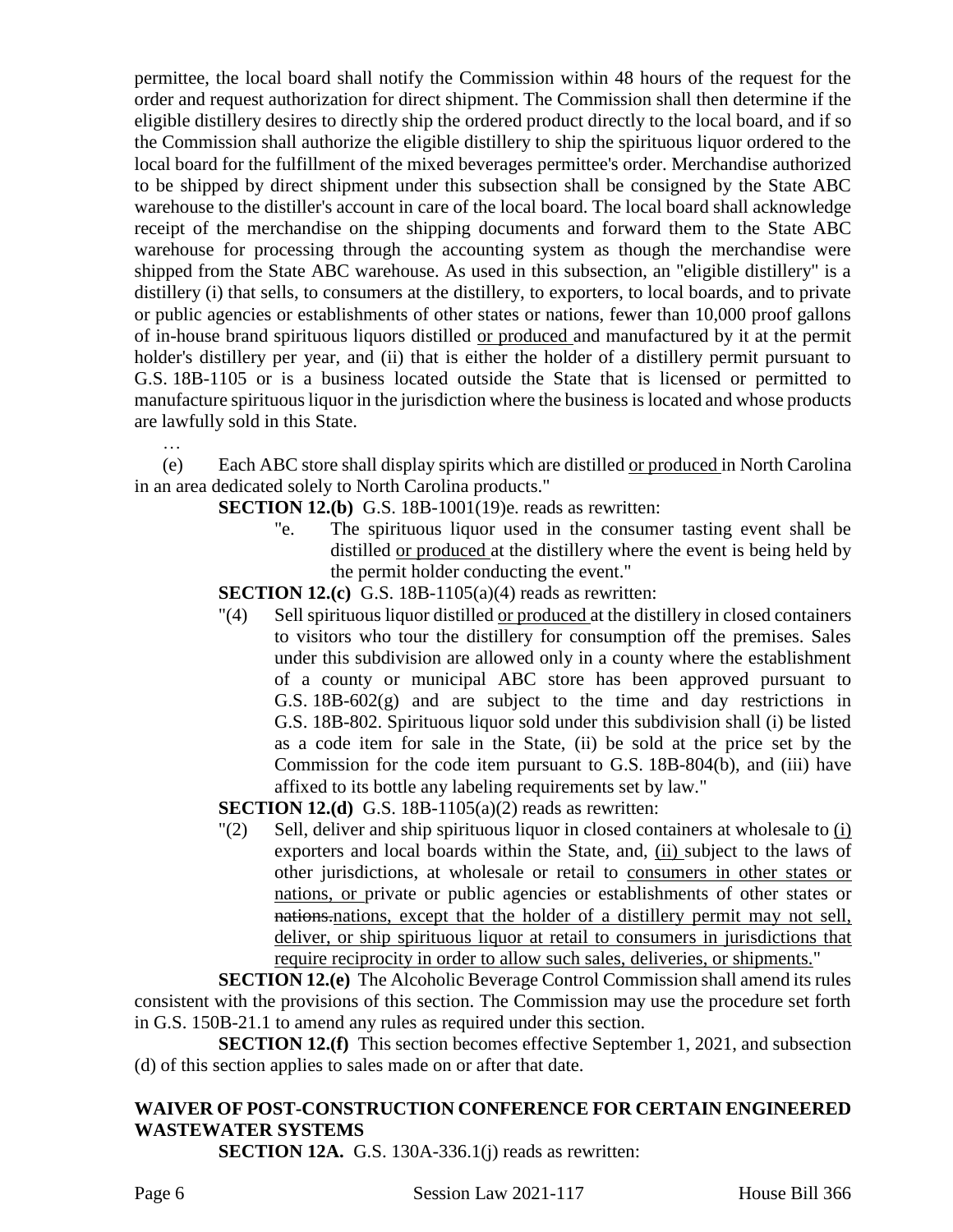permittee, the local board shall notify the Commission within 48 hours of the request for the order and request authorization for direct shipment. The Commission shall then determine if the eligible distillery desires to directly ship the ordered product directly to the local board, and if so the Commission shall authorize the eligible distillery to ship the spirituous liquor ordered to the local board for the fulfillment of the mixed beverages permittee's order. Merchandise authorized to be shipped by direct shipment under this subsection shall be consigned by the State ABC warehouse to the distiller's account in care of the local board. The local board shall acknowledge receipt of the merchandise on the shipping documents and forward them to the State ABC warehouse for processing through the accounting system as though the merchandise were shipped from the State ABC warehouse. As used in this subsection, an "eligible distillery" is a distillery (i) that sells, to consumers at the distillery, to exporters, to local boards, and to private or public agencies or establishments of other states or nations, fewer than 10,000 proof gallons of in-house brand spirituous liquors distilled <u>or produced</u> and manufactured by it at the permit holder's distillery per year, and (ii) that is either the holder of a distillery permit pursuant to G.S. 18B-1105 or is a business located outside the State that is licensed or permitted to manufacture spirituous liquor in the jurisdiction where the business is located and whose products are lawfully sold in this State.

…

(e) Each ABC store shall display spirits which are distilled <u>or produced</u> in North Carolina in an area dedicated solely to North Carolina products."

**SECTION 12.(b)** G.S. 18B-1001(19)e. reads as rewritten:

"e. The spirituous liquor used in the consumer tasting event shall be distilled <u>or produced</u> at the distillery where the event is being held by the permit holder conducting the event."

**SECTION 12.(c)** G.S. 18B-1105(a)(4) reads as rewritten:

"(4) Sell spirituous liquor distilled <u>or produced</u> at the distillery in closed containers to visitors who tour the distillery for consumption off the premises. Sales under this subdivision are allowed only in a county where the establishment of a county or municipal ABC store has been approved pursuant to G.S. 18B-602(g) and are subject to the time and day restrictions in G.S. 18B-802. Spirituous liquor sold under this subdivision shall (i) be listed as a code item for sale in the State, (ii) be sold at the price set by the Commission for the code item pursuant to G.S. 18B-804(b), and (iii) have affixed to its bottle any labeling requirements set by law."

**SECTION 12.(d)** G.S. 18B-1105(a)(2) reads as rewritten:

"(2) Sell, deliver and ship spirituous liquor in closed containers at wholesale to <u>(i)</u> exporters and local boards within the State, and, <u>(ii)</u> subject to the laws of other jurisdictions, at wholesale or retail to <u>consumers in other states or nations, or</u> private or public agencies or establishments of other states or ~~nations.~~<u>nations, except that the holder of a distillery permit may not sell, deliver, or ship spirituous liquor at retail to consumers in jurisdictions that require reciprocity in order to allow such sales, deliveries, or shipments.</u>"

**SECTION 12.(e)** The Alcoholic Beverage Control Commission shall amend its rules consistent with the provisions of this section. The Commission may use the procedure set forth in G.S. 150B-21.1 to amend any rules as required under this section.

**SECTION 12.(f)** This section becomes effective September 1, 2021, and subsection (d) of this section applies to sales made on or after that date.

**WAIVER OF POST-CONSTRUCTION CONFERENCE FOR CERTAIN ENGINEERED WASTEWATER SYSTEMS**

**SECTION 12A.** G.S. 130A-336.1(j) reads as rewritten: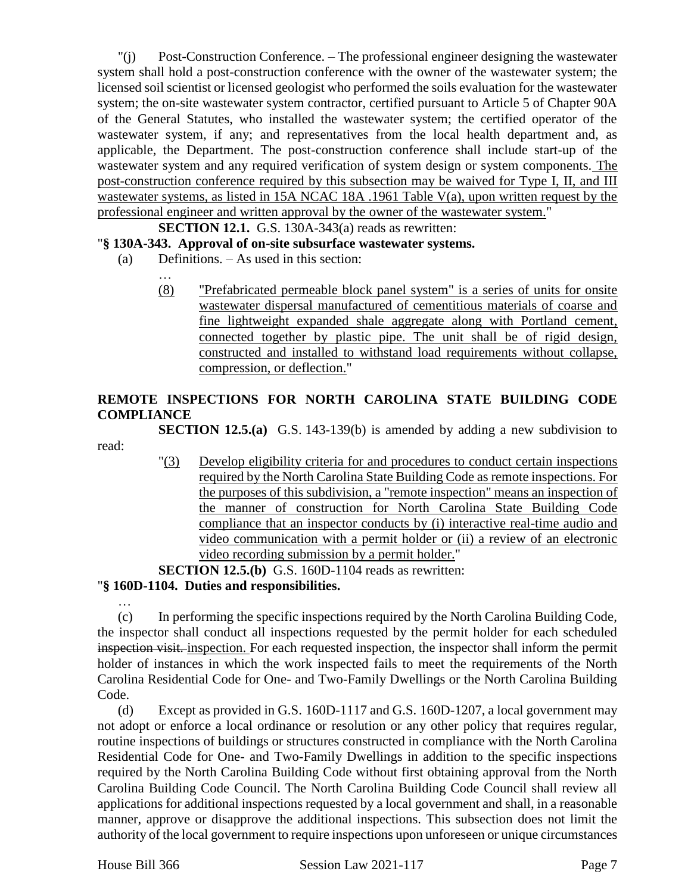"(j) Post-Construction Conference. – The professional engineer designing the wastewater system shall hold a post-construction conference with the owner of the wastewater system; the licensed soil scientist or licensed geologist who performed the soils evaluation for the wastewater system; the on-site wastewater system contractor, certified pursuant to Article 5 of Chapter 90A of the General Statutes, who installed the wastewater system; the certified operator of the wastewater system, if any; and representatives from the local health department and, as applicable, the Department. The post-construction conference shall include start-up of the wastewater system and any required verification of system design or system components. The post-construction conference required by this subsection may be waived for Type I, II, and III wastewater systems, as listed in 15A NCAC 18A .1961 Table V(a), upon written request by the professional engineer and written approval by the owner of the wastewater system."

**SECTION 12.1.** G.S. 130A-343(a) reads as rewritten:

"**§ 130A-343. Approval of on-site subsurface wastewater systems.**

(a) Definitions. – As used in this section:

…

(8) "Prefabricated permeable block panel system" is a series of units for onsite wastewater dispersal manufactured of cementitious materials of coarse and fine lightweight expanded shale aggregate along with Portland cement, connected together by plastic pipe. The unit shall be of rigid design, constructed and installed to withstand load requirements without collapse, compression, or deflection."

## REMOTE INSPECTIONS FOR NORTH CAROLINA STATE BUILDING CODE COMPLIANCE

**SECTION 12.5.(a)** G.S. 143-139(b) is amended by adding a new subdivision to read:

"(3) Develop eligibility criteria for and procedures to conduct certain inspections required by the North Carolina State Building Code as remote inspections. For the purposes of this subdivision, a "remote inspection" means an inspection of the manner of construction for North Carolina State Building Code compliance that an inspector conducts by (i) interactive real-time audio and video communication with a permit holder or (ii) a review of an electronic video recording submission by a permit holder."

**SECTION 12.5.(b)** G.S. 160D-1104 reads as rewritten:

"**§ 160D-1104. Duties and responsibilities.**

…

(c) In performing the specific inspections required by the North Carolina Building Code, the inspector shall conduct all inspections requested by the permit holder for each scheduled ~~inspection visit.~~ inspection. For each requested inspection, the inspector shall inform the permit holder of instances in which the work inspected fails to meet the requirements of the North Carolina Residential Code for One- and Two-Family Dwellings or the North Carolina Building Code.

(d) Except as provided in G.S. 160D-1117 and G.S. 160D-1207, a local government may not adopt or enforce a local ordinance or resolution or any other policy that requires regular, routine inspections of buildings or structures constructed in compliance with the North Carolina Residential Code for One- and Two-Family Dwellings in addition to the specific inspections required by the North Carolina Building Code without first obtaining approval from the North Carolina Building Code Council. The North Carolina Building Code Council shall review all applications for additional inspections requested by a local government and shall, in a reasonable manner, approve or disapprove the additional inspections. This subsection does not limit the authority of the local government to require inspections upon unforeseen or unique circumstances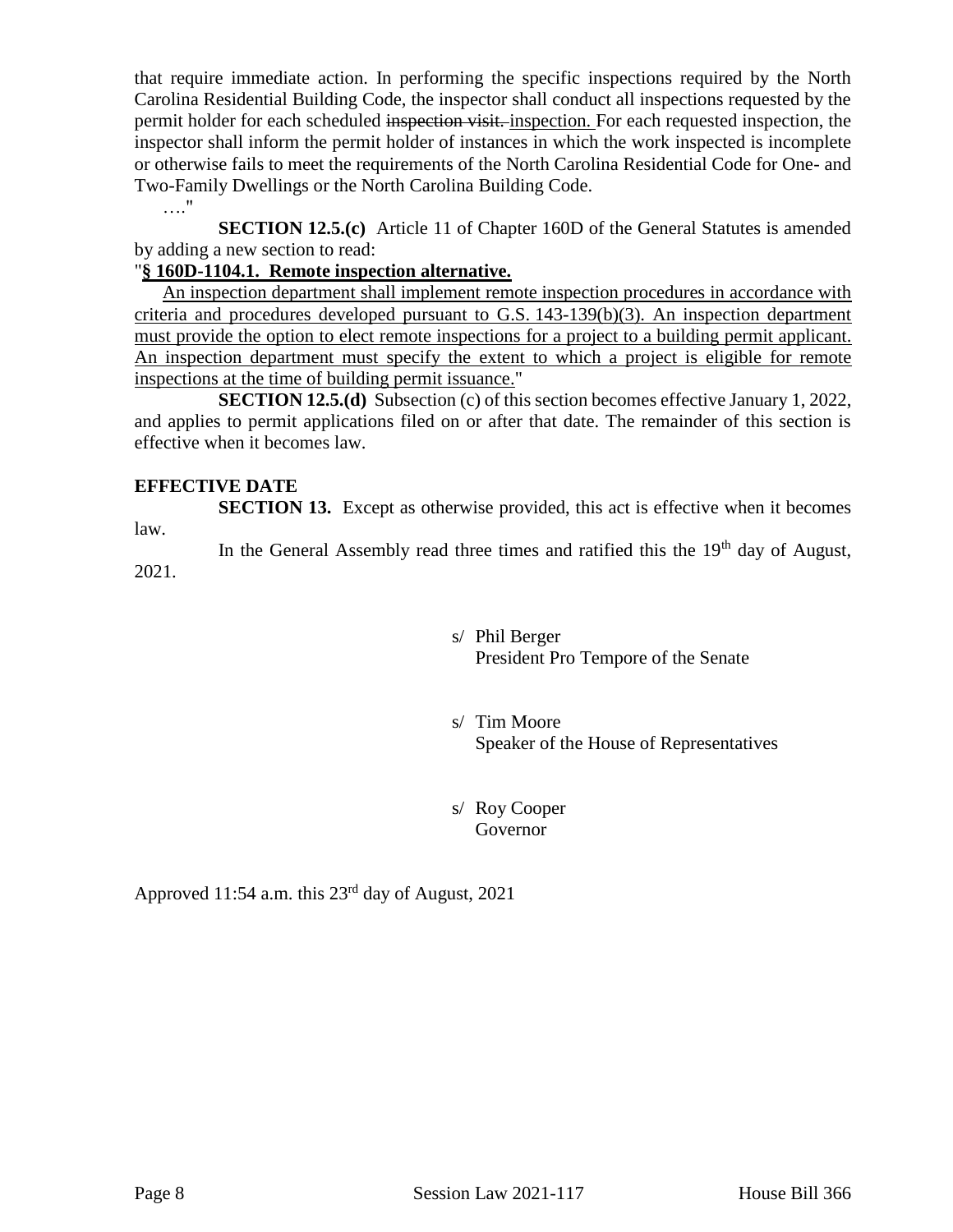that require immediate action. In performing the specific inspections required by the North Carolina Residential Building Code, the inspector shall conduct all inspections requested by the permit holder for each scheduled ~~inspection visit.~~ inspection. For each requested inspection, the inspector shall inform the permit holder of instances in which the work inspected is incomplete or otherwise fails to meet the requirements of the North Carolina Residential Code for One- and Two-Family Dwellings or the North Carolina Building Code.

…."

**SECTION 12.5.(c)** Article 11 of Chapter 160D of the General Statutes is amended by adding a new section to read:

"**§ 160D-1104.1. Remote inspection alternative.**

An inspection department shall implement remote inspection procedures in accordance with criteria and procedures developed pursuant to G.S. 143-139(b)(3). An inspection department must provide the option to elect remote inspections for a project to a building permit applicant. An inspection department must specify the extent to which a project is eligible for remote inspections at the time of building permit issuance."

**SECTION 12.5.(d)** Subsection (c) of this section becomes effective January 1, 2022, and applies to permit applications filed on or after that date. The remainder of this section is effective when it becomes law.

**EFFECTIVE DATE**

**SECTION 13.** Except as otherwise provided, this act is effective when it becomes law.

In the General Assembly read three times and ratified this the 19th day of August, 2021.

s/ Phil Berger
President Pro Tempore of the Senate

s/ Tim Moore
Speaker of the House of Representatives

s/ Roy Cooper
Governor

Approved 11:54 a.m. this 23rd day of August, 2021